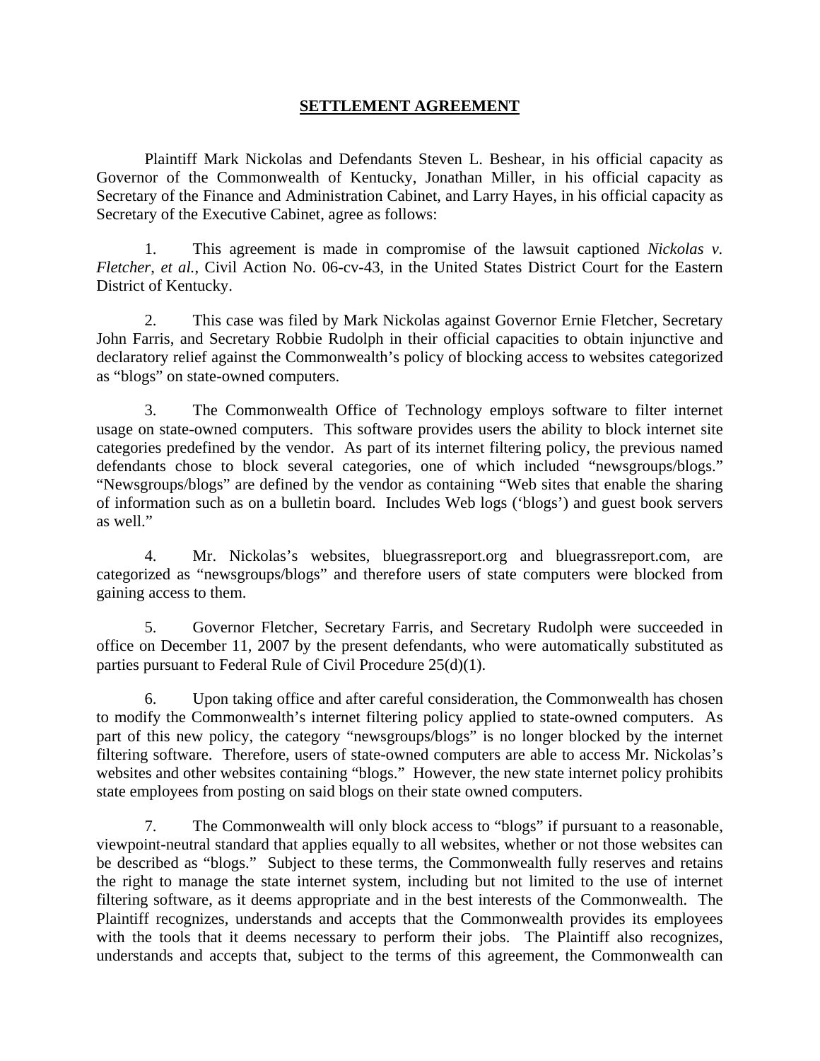# SETTLEMENT AGREEMENT

Plaintiff Mark Nickolas and Defendants Steven L. Beshear, in his official capacity as Governor of the Commonwealth of Kentucky, Jonathan Miller, in his official capacity as Secretary of the Finance and Administration Cabinet, and Larry Hayes, in his official capacity as Secretary of the Executive Cabinet, agree as follows:

1. This agreement is made in compromise of the lawsuit captioned *Nickolas v. Fletcher*, *et al.*, Civil Action No. 06-cv-43, in the United States District Court for the Eastern District of Kentucky.

2. This case was filed by Mark Nickolas against Governor Ernie Fletcher, Secretary John Farris, and Secretary Robbie Rudolph in their official capacities to obtain injunctive and declaratory relief against the Commonwealth's policy of blocking access to websites categorized as "blogs" on state-owned computers.

3. The Commonwealth Office of Technology employs software to filter internet usage on state-owned computers. This software provides users the ability to block internet site categories predefined by the vendor. As part of its internet filtering policy, the previous named defendants chose to block several categories, one of which included "newsgroups/blogs." "Newsgroups/blogs" are defined by the vendor as containing "Web sites that enable the sharing of information such as on a bulletin board. Includes Web logs ('blogs') and guest book servers as well."

4. Mr. Nickolas's websites, bluegrassreport.org and bluegrassreport.com, are categorized as "newsgroups/blogs" and therefore users of state computers were blocked from gaining access to them.

5. Governor Fletcher, Secretary Farris, and Secretary Rudolph were succeeded in office on December 11, 2007 by the present defendants, who were automatically substituted as parties pursuant to Federal Rule of Civil Procedure 25(d)(1).

6. Upon taking office and after careful consideration, the Commonwealth has chosen to modify the Commonwealth's internet filtering policy applied to state-owned computers. As part of this new policy, the category "newsgroups/blogs" is no longer blocked by the internet filtering software. Therefore, users of state-owned computers are able to access Mr. Nickolas's websites and other websites containing "blogs." However, the new state internet policy prohibits state employees from posting on said blogs on their state owned computers.

7. The Commonwealth will only block access to "blogs" if pursuant to a reasonable, viewpoint-neutral standard that applies equally to all websites, whether or not those websites can be described as "blogs." Subject to these terms, the Commonwealth fully reserves and retains the right to manage the state internet system, including but not limited to the use of internet filtering software, as it deems appropriate and in the best interests of the Commonwealth. The Plaintiff recognizes, understands and accepts that the Commonwealth provides its employees with the tools that it deems necessary to perform their jobs. The Plaintiff also recognizes, understands and accepts that, subject to the terms of this agreement, the Commonwealth can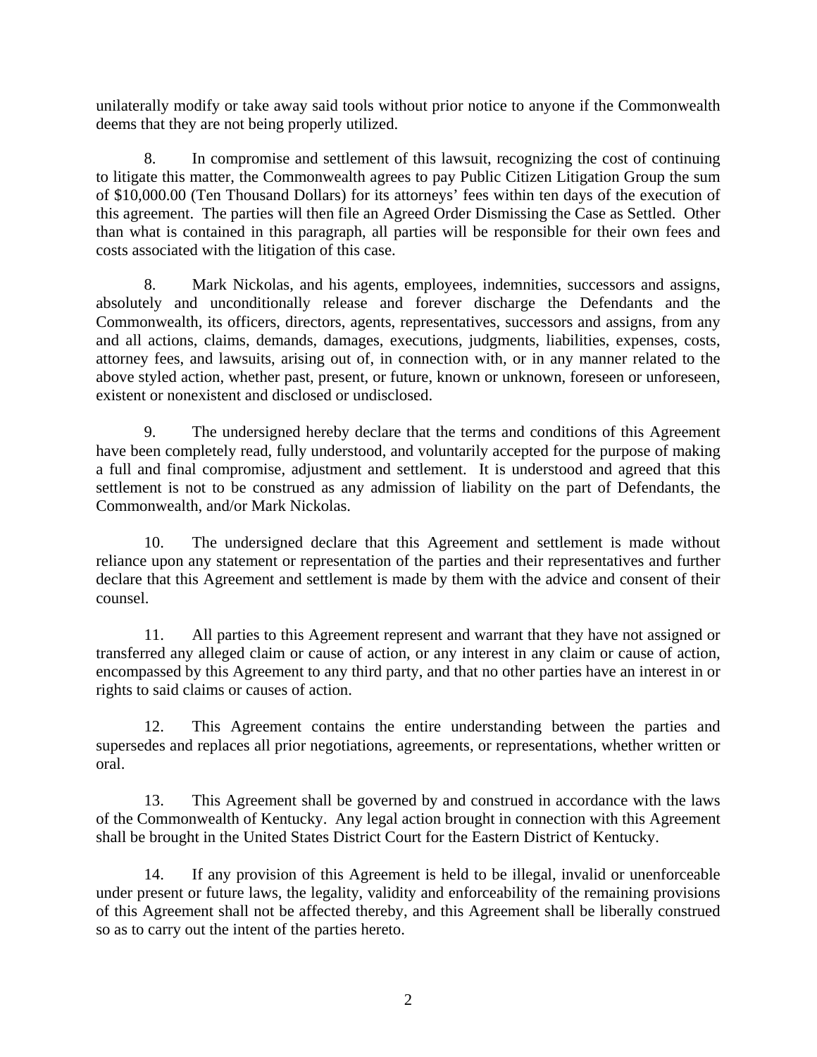unilaterally modify or take away said tools without prior notice to anyone if the Commonwealth deems that they are not being properly utilized.

8. In compromise and settlement of this lawsuit, recognizing the cost of continuing to litigate this matter, the Commonwealth agrees to pay Public Citizen Litigation Group the sum of $10,000.00 (Ten Thousand Dollars) for its attorneys' fees within ten days of the execution of this agreement. The parties will then file an Agreed Order Dismissing the Case as Settled. Other than what is contained in this paragraph, all parties will be responsible for their own fees and costs associated with the litigation of this case.

8. Mark Nickolas, and his agents, employees, indemnities, successors and assigns, absolutely and unconditionally release and forever discharge the Defendants and the Commonwealth, its officers, directors, agents, representatives, successors and assigns, from any and all actions, claims, demands, damages, executions, judgments, liabilities, expenses, costs, attorney fees, and lawsuits, arising out of, in connection with, or in any manner related to the above styled action, whether past, present, or future, known or unknown, foreseen or unforeseen, existent or nonexistent and disclosed or undisclosed.

9. The undersigned hereby declare that the terms and conditions of this Agreement have been completely read, fully understood, and voluntarily accepted for the purpose of making a full and final compromise, adjustment and settlement. It is understood and agreed that this settlement is not to be construed as any admission of liability on the part of Defendants, the Commonwealth, and/or Mark Nickolas.

10. The undersigned declare that this Agreement and settlement is made without reliance upon any statement or representation of the parties and their representatives and further declare that this Agreement and settlement is made by them with the advice and consent of their counsel.

11. All parties to this Agreement represent and warrant that they have not assigned or transferred any alleged claim or cause of action, or any interest in any claim or cause of action, encompassed by this Agreement to any third party, and that no other parties have an interest in or rights to said claims or causes of action.

12. This Agreement contains the entire understanding between the parties and supersedes and replaces all prior negotiations, agreements, or representations, whether written or oral.

13. This Agreement shall be governed by and construed in accordance with the laws of the Commonwealth of Kentucky. Any legal action brought in connection with this Agreement shall be brought in the United States District Court for the Eastern District of Kentucky.

14. If any provision of this Agreement is held to be illegal, invalid or unenforceable under present or future laws, the legality, validity and enforceability of the remaining provisions of this Agreement shall not be affected thereby, and this Agreement shall be liberally construed so as to carry out the intent of the parties hereto.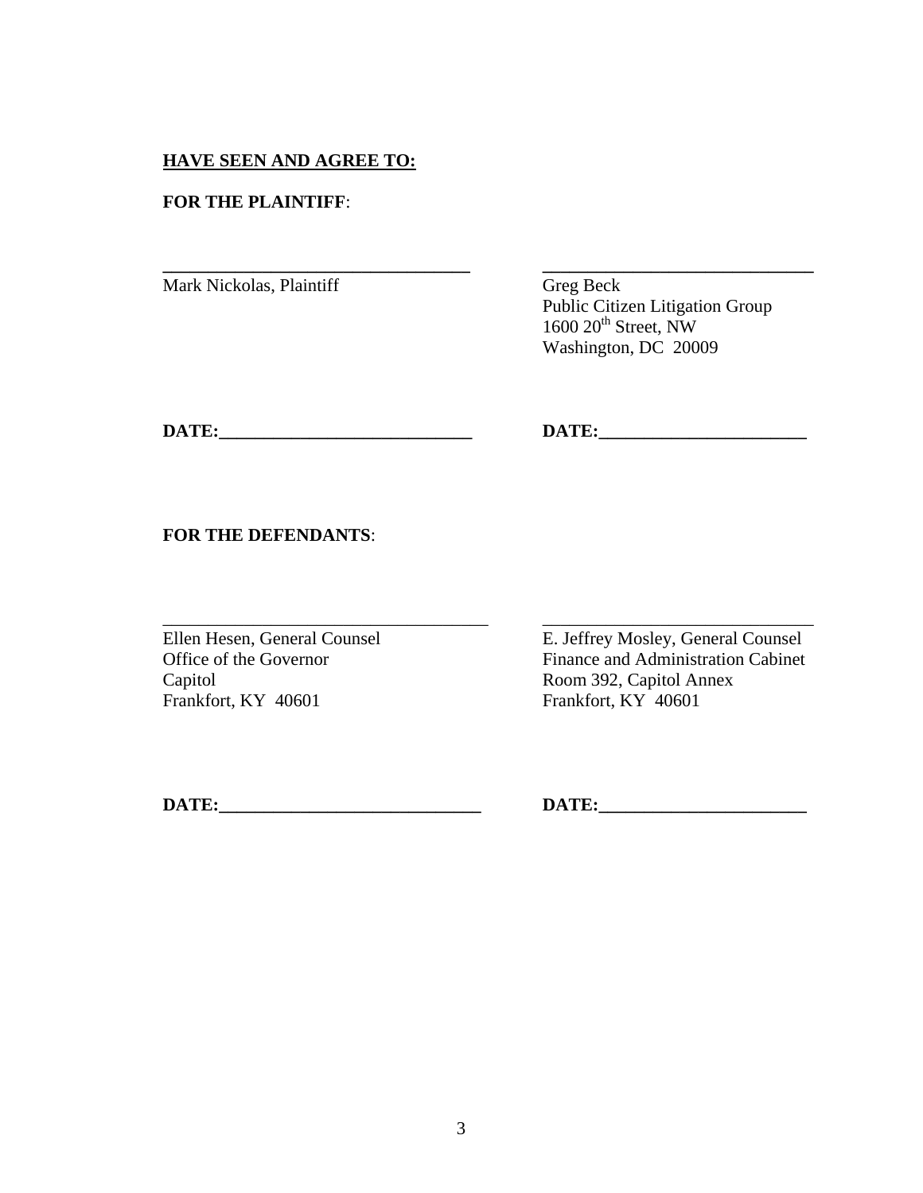**<u>HAVE SEEN AND AGREE TO:</u>**

**FOR THE PLAINTIFF**:

\_\_\_\_\_\_\_\_\_\_\_\_\_\_\_\_\_\_\_\_\_\_\_\_\_\_\_\_\_\_\_\_\_\_
Mark Nickolas, Plaintiff

\_\_\_\_\_\_\_\_\_\_\_\_\_\_\_\_\_\_\_\_\_\_\_\_\_\_\_\_\_\_\_\_\_\_
Greg Beck
Public Citizen Litigation Group
1600 20th Street, NW
Washington, DC 20009

**DATE:\_\_\_\_\_\_\_\_\_\_\_\_\_\_\_\_\_\_\_\_\_\_\_\_\_\_\_\_**

**DATE:\_\_\_\_\_\_\_\_\_\_\_\_\_\_\_\_\_\_\_\_\_\_\_\_\_\_\_\_**

**FOR THE DEFENDANTS**:

\_\_\_\_\_\_\_\_\_\_\_\_\_\_\_\_\_\_\_\_\_\_\_\_\_\_\_\_\_\_\_\_\_\_
Ellen Hesen, General Counsel
Office of the Governor
Capitol
Frankfort, KY 40601

\_\_\_\_\_\_\_\_\_\_\_\_\_\_\_\_\_\_\_\_\_\_\_\_\_\_\_\_\_\_\_\_\_\_
E. Jeffrey Mosley, General Counsel
Finance and Administration Cabinet
Room 392, Capitol Annex
Frankfort, KY 40601

**DATE:\_\_\_\_\_\_\_\_\_\_\_\_\_\_\_\_\_\_\_\_\_\_\_\_\_\_\_\_**

**DATE:\_\_\_\_\_\_\_\_\_\_\_\_\_\_\_\_\_\_\_\_\_\_\_\_\_\_\_\_**